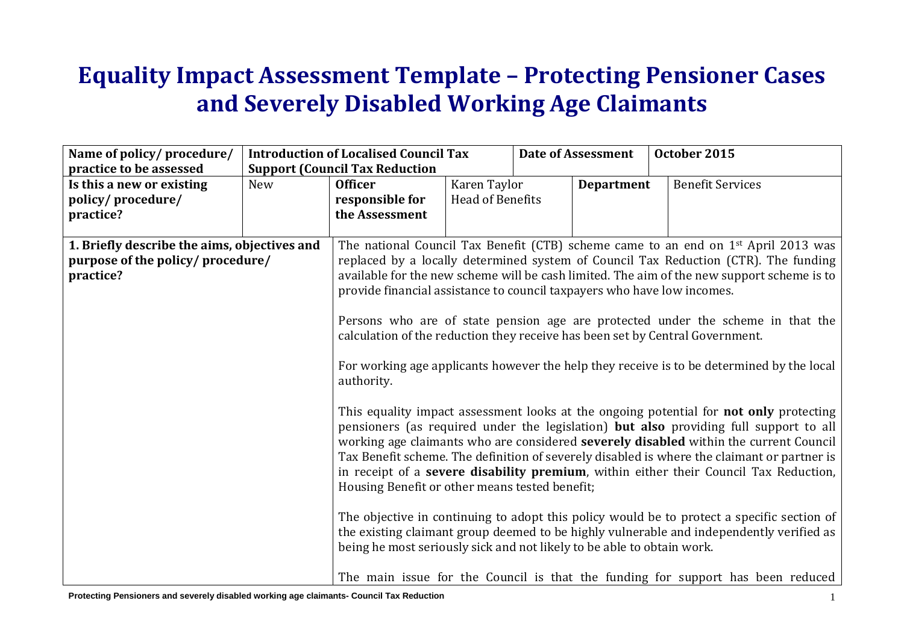# Equality Impact Assessment Template – Protecting Pensioner Cases and Severely Disabled Working Age Claimants

| Name of policy/ procedure/ practice to be assessed | Introduction of Localised Council Tax Support (Council Tax Reduction | | | Date of Assessment | October 2015 |
|---|---|---|---|---|---|
| **Is this a new or existing policy/ procedure/ practice?** | New | **Officer responsible for the Assessment** | Karen Taylor Head of Benefits | **Department** | Benefit Services |
| **1. Briefly describe the aims, objectives and purpose of the policy/ procedure/ practice?** | The national Council Tax Benefit (CTB) scheme came to an end on 1st April 2013 was replaced by a locally determined system of Council Tax Reduction (CTR). The funding available for the new scheme will be cash limited. The aim of the new support scheme is to provide financial assistance to council taxpayers who have low incomes.<br><br>Persons who are of state pension age are protected under the scheme in that the calculation of the reduction they receive has been set by Central Government.<br><br>For working age applicants however the help they receive is to be determined by the local authority.<br><br>This equality impact assessment looks at the ongoing potential for **not only** protecting pensioners (as required under the legislation) **but also** providing full support to all working age claimants who are considered **severely disabled** within the current Council Tax Benefit scheme. The definition of severely disabled is where the claimant or partner is in receipt of a **severe disability premium**, within either their Council Tax Reduction, Housing Benefit or other means tested benefit;<br><br>The objective in continuing to adopt this policy would be to protect a specific section of the existing claimant group deemed to be highly vulnerable and independently verified as being he most seriously sick and not likely to be able to obtain work.<br><br>The main issue for the Council is that the funding for support has been reduced | | | | |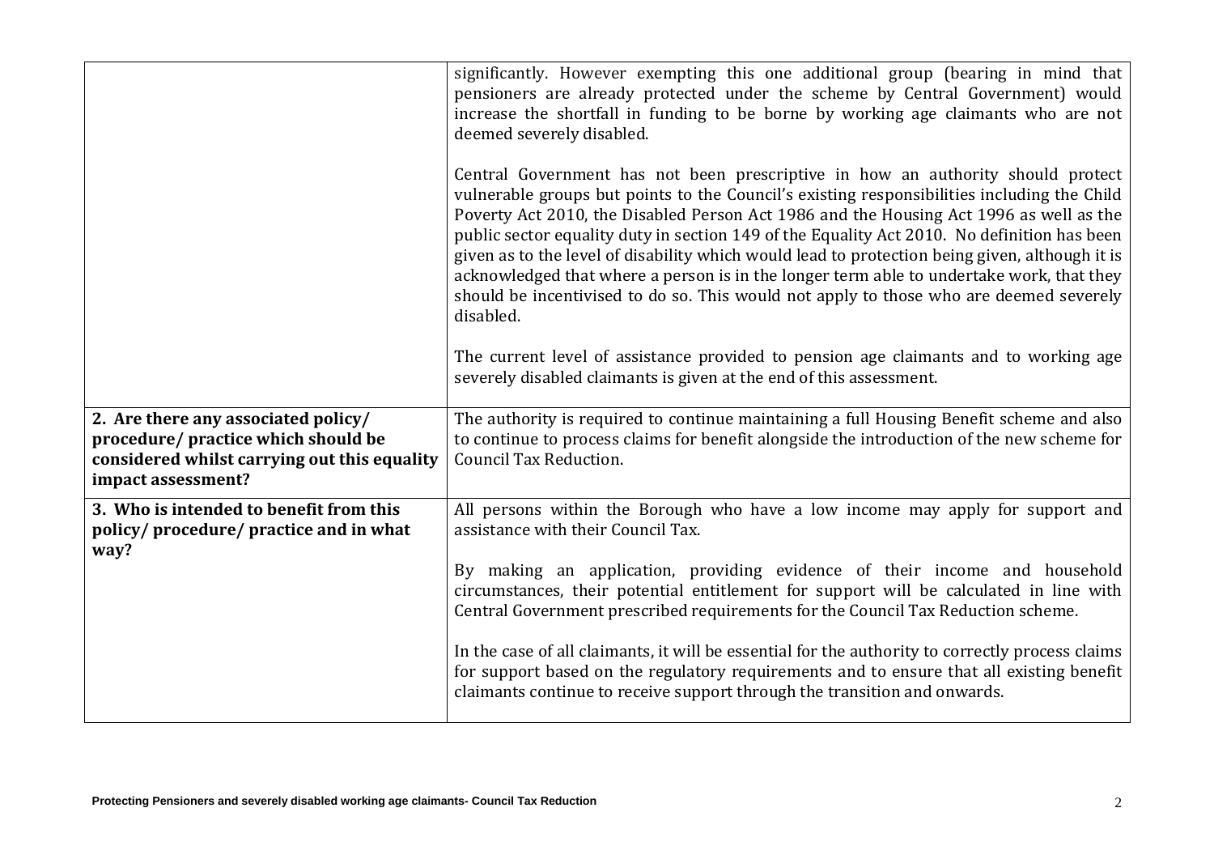| | |
|---|---|
| | significantly. However exempting this one additional group (bearing in mind that pensioners are already protected under the scheme by Central Government) would increase the shortfall in funding to be borne by working age claimants who are not deemed severely disabled.<br><br>Central Government has not been prescriptive in how an authority should protect vulnerable groups but points to the Council's existing responsibilities including the Child Poverty Act 2010, the Disabled Person Act 1986 and the Housing Act 1996 as well as the public sector equality duty in section 149 of the Equality Act 2010. No definition has been given as to the level of disability which would lead to protection being given, although it is acknowledged that where a person is in the longer term able to undertake work, that they should be incentivised to do so. This would not apply to those who are deemed severely disabled.<br><br>The current level of assistance provided to pension age claimants and to working age severely disabled claimants is given at the end of this assessment. |
| **2. Are there any associated policy/ procedure/ practice which should be considered whilst carrying out this equality impact assessment?** | The authority is required to continue maintaining a full Housing Benefit scheme and also to continue to process claims for benefit alongside the introduction of the new scheme for Council Tax Reduction. |
| **3. Who is intended to benefit from this policy/ procedure/ practice and in what way?** | All persons within the Borough who have a low income may apply for support and assistance with their Council Tax.<br><br>By making an application, providing evidence of their income and household circumstances, their potential entitlement for support will be calculated in line with Central Government prescribed requirements for the Council Tax Reduction scheme.<br><br>In the case of all claimants, it will be essential for the authority to correctly process claims for support based on the regulatory requirements and to ensure that all existing benefit claimants continue to receive support through the transition and onwards. |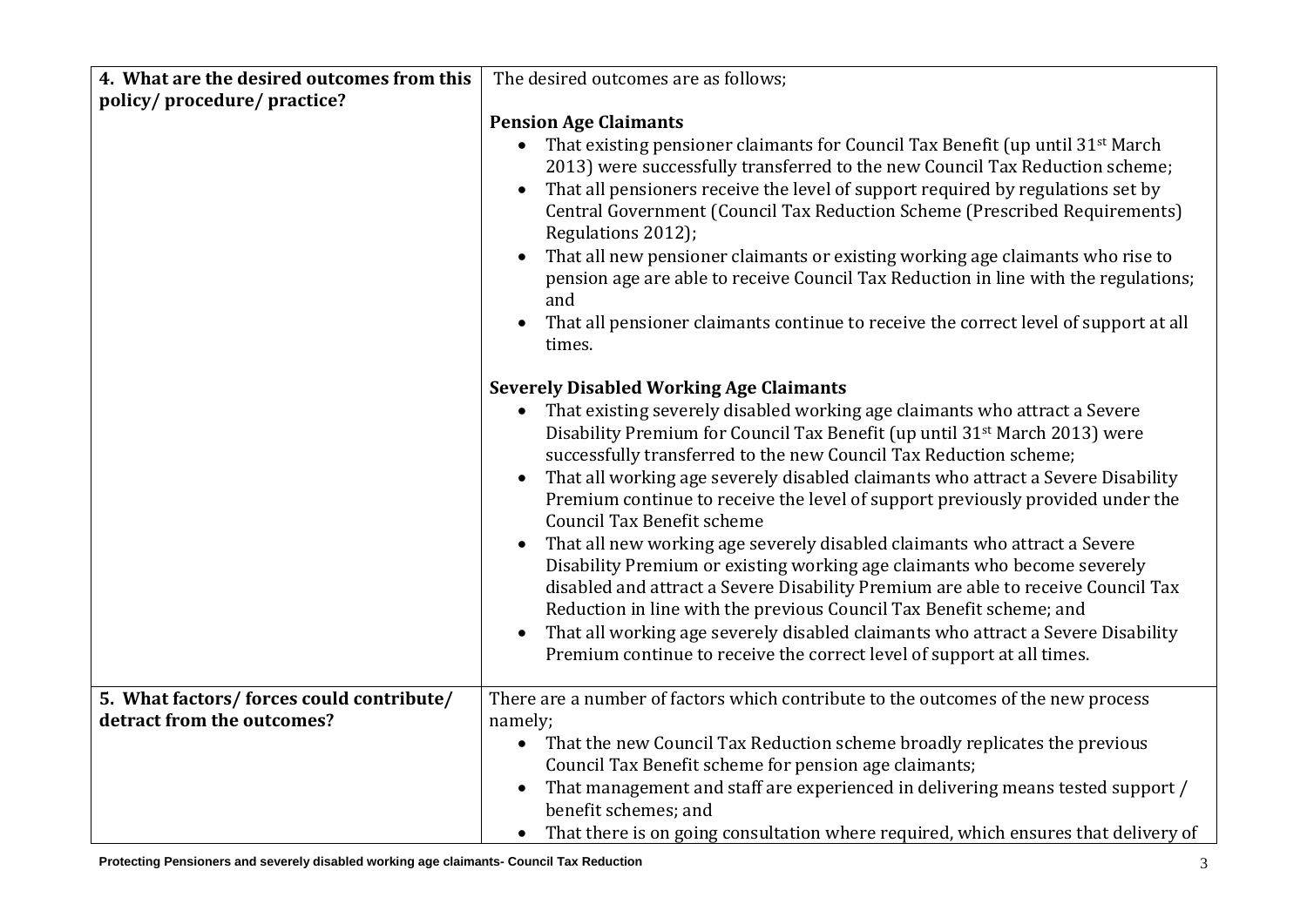| 4. What are the desired outcomes from this policy/ procedure/ practice? | The desired outcomes are as follows;<br><br>**Pension Age Claimants**<br>• That existing pensioner claimants for Council Tax Benefit (up until 31st March 2013) were successfully transferred to the new Council Tax Reduction scheme;<br>• That all pensioners receive the level of support required by regulations set by Central Government (Council Tax Reduction Scheme (Prescribed Requirements) Regulations 2012);<br>• That all new pensioner claimants or existing working age claimants who rise to pension age are able to receive Council Tax Reduction in line with the regulations; and<br>• That all pensioner claimants continue to receive the correct level of support at all times.<br><br>**Severely Disabled Working Age Claimants**<br>• That existing severely disabled working age claimants who attract a Severe Disability Premium for Council Tax Benefit (up until 31st March 2013) were successfully transferred to the new Council Tax Reduction scheme;<br>• That all working age severely disabled claimants who attract a Severe Disability Premium continue to receive the level of support previously provided under the Council Tax Benefit scheme<br>• That all new working age severely disabled claimants who attract a Severe Disability Premium or existing working age claimants who become severely disabled and attract a Severe Disability Premium are able to receive Council Tax Reduction in line with the previous Council Tax Benefit scheme; and<br>• That all working age severely disabled claimants who attract a Severe Disability Premium continue to receive the correct level of support at all times. |
|---|---|
| 5. What factors/ forces could contribute/ detract from the outcomes? | There are a number of factors which contribute to the outcomes of the new process namely;<br>• That the new Council Tax Reduction scheme broadly replicates the previous Council Tax Benefit scheme for pension age claimants;<br>• That management and staff are experienced in delivering means tested support / benefit schemes; and<br>• That there is on going consultation where required, which ensures that delivery of |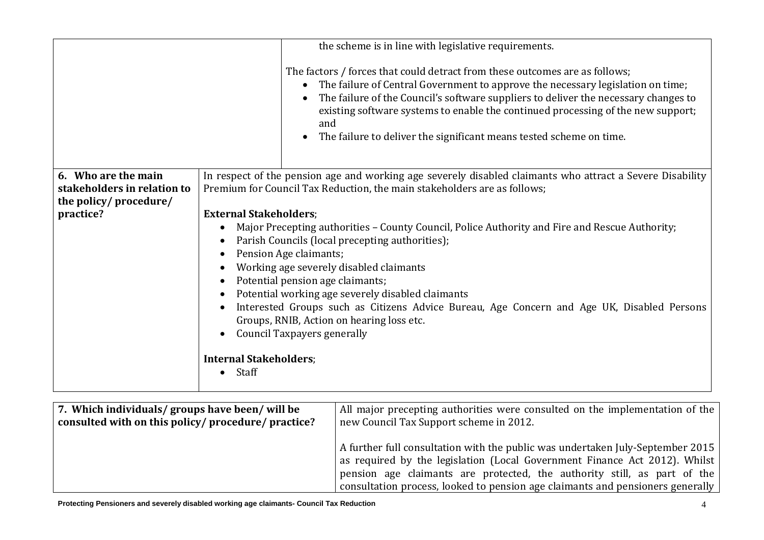| | |
|---|---|
| | the scheme is in line with legislative requirements.<br><br>The factors / forces that could detract from these outcomes are as follows;<br>• The failure of Central Government to approve the necessary legislation on time;<br>• The failure of the Council's software suppliers to deliver the necessary changes to existing software systems to enable the continued processing of the new support; and<br>• The failure to deliver the significant means tested scheme on time. |
| **6. Who are the main stakeholders in relation to the policy/ procedure/ practice?** | In respect of the pension age and working age severely disabled claimants who attract a Severe Disability Premium for Council Tax Reduction, the main stakeholders are as follows;<br><br>**External Stakeholders**;<br>• Major Precepting authorities – County Council, Police Authority and Fire and Rescue Authority;<br>• Parish Councils (local precepting authorities);<br>• Pension Age claimants;<br>• Working age severely disabled claimants<br>• Potential pension age claimants;<br>• Potential working age severely disabled claimants<br>• Interested Groups such as Citizens Advice Bureau, Age Concern and Age UK, Disabled Persons Groups, RNIB, Action on hearing loss etc.<br>• Council Taxpayers generally<br><br>**Internal Stakeholders**;<br>• Staff |

| | |
|---|---|
| **7. Which individuals/ groups have been/ will be consulted with on this policy/ procedure/ practice?** | All major precepting authorities were consulted on the implementation of the new Council Tax Support scheme in 2012.<br><br>A further full consultation with the public was undertaken July-September 2015 as required by the legislation (Local Government Finance Act 2012). Whilst pension age claimants are protected, the authority still, as part of the consultation process, looked to pension age claimants and pensioners generally |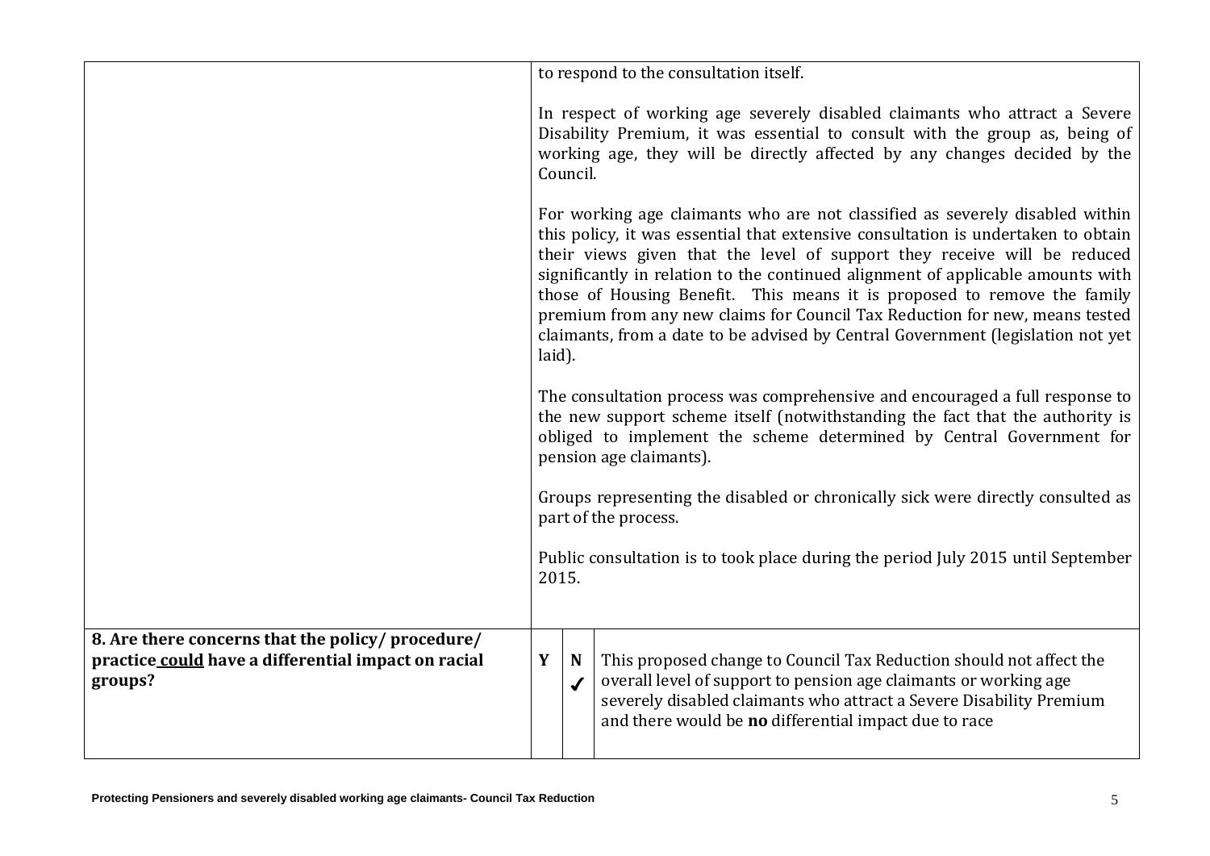| | | | |
|---|---|---|---|
| | to respond to the consultation itself.<br><br>In respect of working age severely disabled claimants who attract a Severe Disability Premium, it was essential to consult with the group as, being of working age, they will be directly affected by any changes decided by the Council.<br><br>For working age claimants who are not classified as severely disabled within this policy, it was essential that extensive consultation is undertaken to obtain their views given that the level of support they receive will be reduced significantly in relation to the continued alignment of applicable amounts with those of Housing Benefit. This means it is proposed to remove the family premium from any new claims for Council Tax Reduction for new, means tested claimants, from a date to be advised by Central Government (legislation not yet laid).<br><br>The consultation process was comprehensive and encouraged a full response to the new support scheme itself (notwithstanding the fact that the authority is obliged to implement the scheme determined by Central Government for pension age claimants).<br><br>Groups representing the disabled or chronically sick were directly consulted as part of the process.<br><br>Public consultation is to took place during the period July 2015 until September 2015. | | |
| **8. Are there concerns that the policy/ procedure/ practice could have a differential impact on racial groups?** | **Y** | **N** ✓ | This proposed change to Council Tax Reduction should not affect the overall level of support to pension age claimants or working age severely disabled claimants who attract a Severe Disability Premium and there would be **no** differential impact due to race |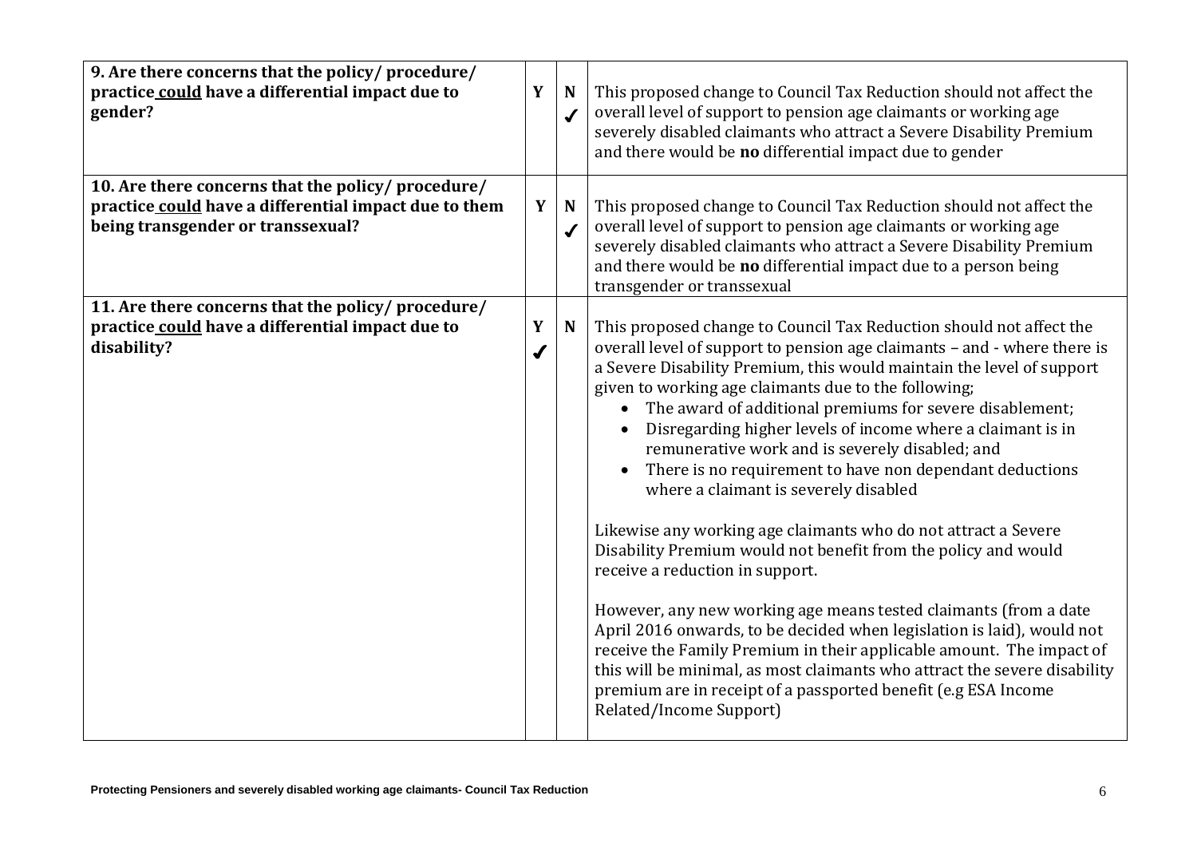| Question | Y | N | Comments |
|---|---|---|---|
| **9. Are there concerns that the policy/ procedure/ practice could have a differential impact due to gender?** | | ✓ | This proposed change to Council Tax Reduction should not affect the overall level of support to pension age claimants or working age severely disabled claimants who attract a Severe Disability Premium and there would be **no** differential impact due to gender |
| **10. Are there concerns that the policy/ procedure/ practice could have a differential impact due to them being transgender or transsexual?** | | ✓ | This proposed change to Council Tax Reduction should not affect the overall level of support to pension age claimants or working age severely disabled claimants who attract a Severe Disability Premium and there would be **no** differential impact due to a person being transgender or transsexual |
| **11. Are there concerns that the policy/ procedure/ practice could have a differential impact due to disability?** | ✓ | | This proposed change to Council Tax Reduction should not affect the overall level of support to pension age claimants – and - where there is a Severe Disability Premium, this would maintain the level of support given to working age claimants due to the following;<br>• The award of additional premiums for severe disablement;<br>• Disregarding higher levels of income where a claimant is in remunerative work and is severely disabled; and<br>• There is no requirement to have non dependant deductions where a claimant is severely disabled<br><br>Likewise any working age claimants who do not attract a Severe Disability Premium would not benefit from the policy and would receive a reduction in support.<br><br>However, any new working age means tested claimants (from a date April 2016 onwards, to be decided when legislation is laid), would not receive the Family Premium in their applicable amount. The impact of this will be minimal, as most claimants who attract the severe disability premium are in receipt of a passported benefit (e.g ESA Income Related/Income Support) |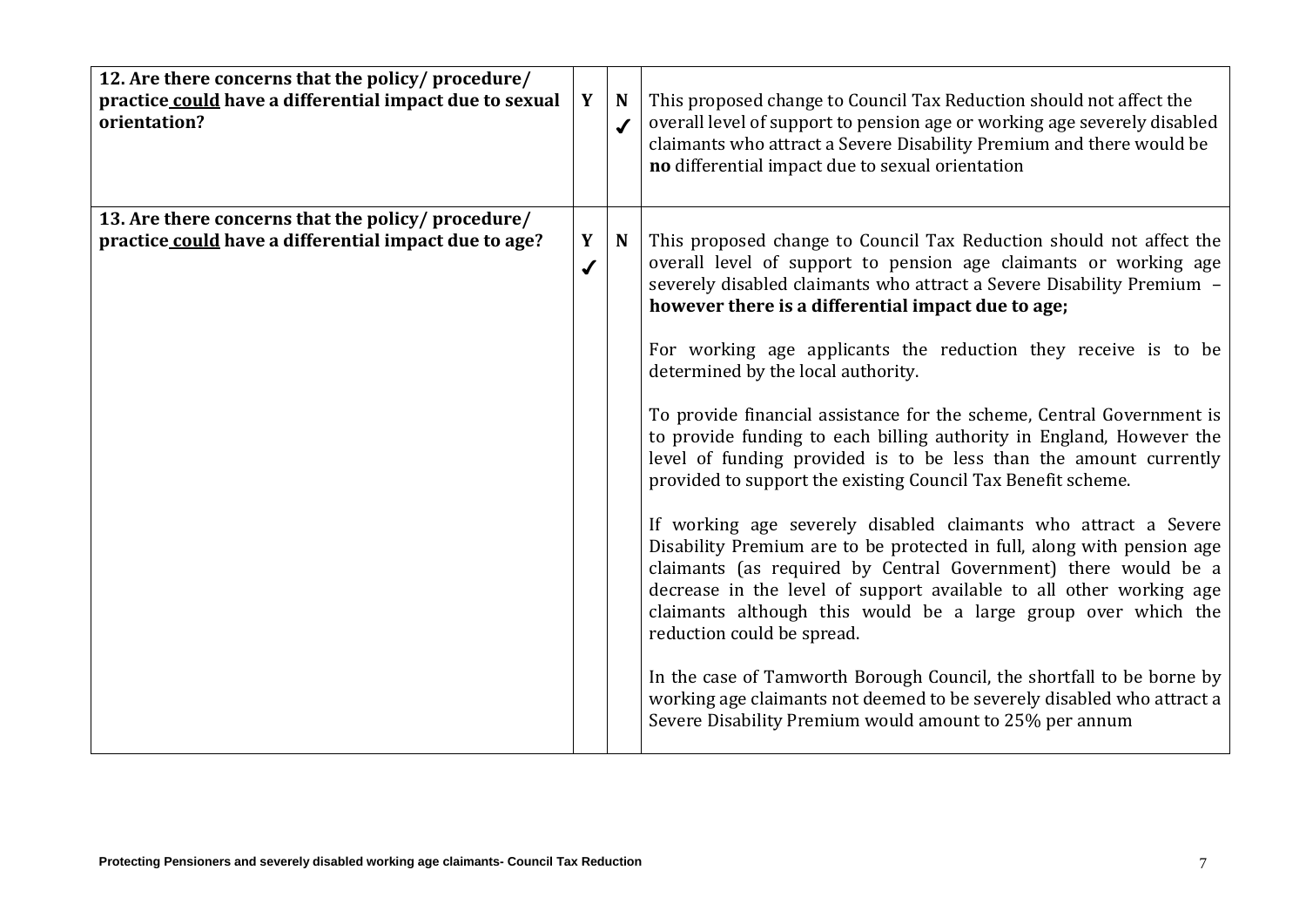| | | | |
|---|---|---|---|
| **12. Are there concerns that the policy/ procedure/ practice <u>could</u> have a differential impact due to sexual orientation?** | **Y** | **N** ✓ | This proposed change to Council Tax Reduction should not affect the overall level of support to pension age or working age severely disabled claimants who attract a Severe Disability Premium and there would be **no** differential impact due to sexual orientation |
| **13. Are there concerns that the policy/ procedure/ practice <u>could</u> have a differential impact due to age?** | **Y** ✓ | **N** | This proposed change to Council Tax Reduction should not affect the overall level of support to pension age claimants or working age severely disabled claimants who attract a Severe Disability Premium – **however there is a differential impact due to age;**<br><br>For working age applicants the reduction they receive is to be determined by the local authority.<br><br>To provide financial assistance for the scheme, Central Government is to provide funding to each billing authority in England, However the level of funding provided is to be less than the amount currently provided to support the existing Council Tax Benefit scheme.<br><br>If working age severely disabled claimants who attract a Severe Disability Premium are to be protected in full, along with pension age claimants (as required by Central Government) there would be a decrease in the level of support available to all other working age claimants although this would be a large group over which the reduction could be spread.<br><br>In the case of Tamworth Borough Council, the shortfall to be borne by working age claimants not deemed to be severely disabled who attract a Severe Disability Premium would amount to 25% per annum |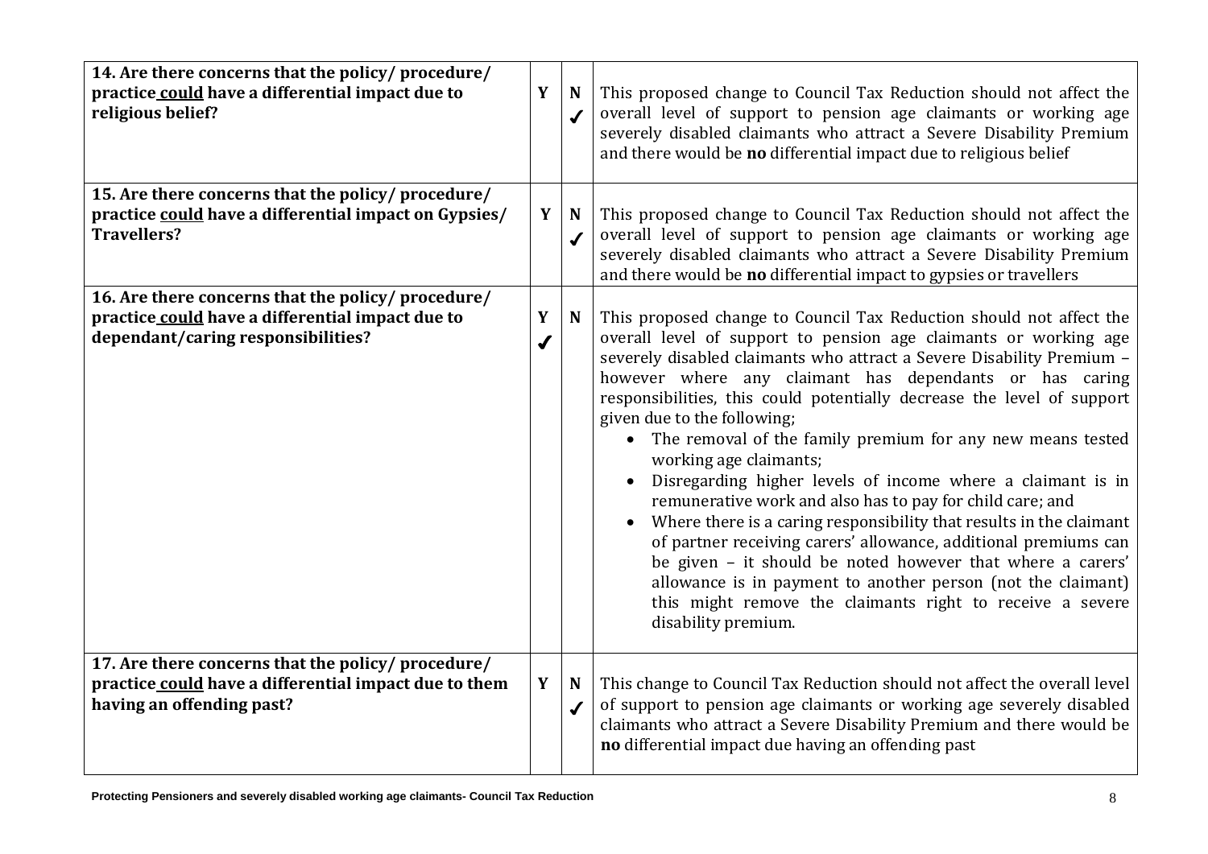| Question | Y | N | Comments |
| --- | --- | --- | --- |
| **14. Are there concerns that the policy/ procedure/ practice could have a differential impact due to religious belief?** | | ✓ | This proposed change to Council Tax Reduction should not affect the overall level of support to pension age claimants or working age severely disabled claimants who attract a Severe Disability Premium and there would be **no** differential impact due to religious belief |
| **15. Are there concerns that the policy/ procedure/ practice could have a differential impact on Gypsies/ Travellers?** | | ✓ | This proposed change to Council Tax Reduction should not affect the overall level of support to pension age claimants or working age severely disabled claimants who attract a Severe Disability Premium and there would be **no** differential impact to gypsies or travellers |
| **16. Are there concerns that the policy/ procedure/ practice could have a differential impact due to dependant/caring responsibilities?** | ✓ | | This proposed change to Council Tax Reduction should not affect the overall level of support to pension age claimants or working age severely disabled claimants who attract a Severe Disability Premium – however where any claimant has dependants or has caring responsibilities, this could potentially decrease the level of support given due to the following;<br>• The removal of the family premium for any new means tested working age claimants;<br>• Disregarding higher levels of income where a claimant is in remunerative work and also has to pay for child care; and<br>• Where there is a caring responsibility that results in the claimant of partner receiving carers' allowance, additional premiums can be given – it should be noted however that where a carers' allowance is in payment to another person (not the claimant) this might remove the claimants right to receive a severe disability premium. |
| **17. Are there concerns that the policy/ procedure/ practice could have a differential impact due to them having an offending past?** | | ✓ | This change to Council Tax Reduction should not affect the overall level of support to pension age claimants or working age severely disabled claimants who attract a Severe Disability Premium and there would be **no** differential impact due having an offending past |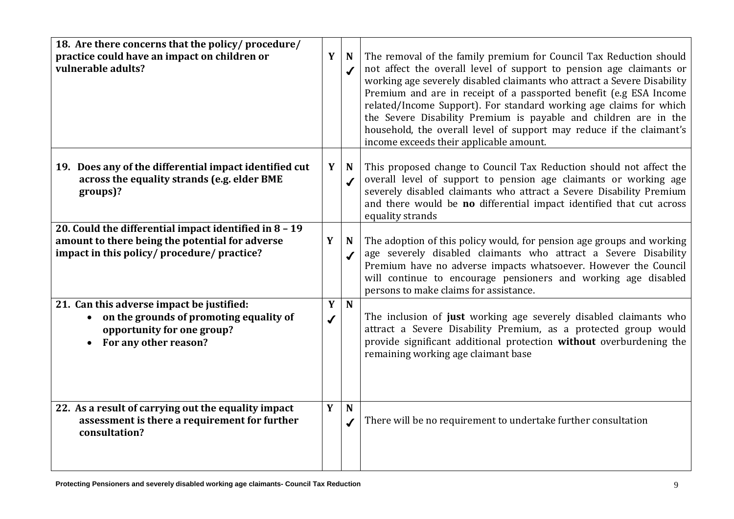| Question | Y | N | Comments |
|---|---|---|---|
| **18. Are there concerns that the policy/ procedure/ practice could have an impact on children or vulnerable adults?** | | ✓ | The removal of the family premium for Council Tax Reduction should not affect the overall level of support to pension age claimants or working age severely disabled claimants who attract a Severe Disability Premium and are in receipt of a passported benefit (e.g ESA Income related/Income Support). For standard working age claims for which the Severe Disability Premium is payable and children are in the household, the overall level of support may reduce if the claimant's income exceeds their applicable amount. |
| **19. Does any of the differential impact identified cut across the equality strands (e.g. elder BME groups)?** | | ✓ | This proposed change to Council Tax Reduction should not affect the overall level of support to pension age claimants or working age severely disabled claimants who attract a Severe Disability Premium and there would be **no** differential impact identified that cut across equality strands |
| **20. Could the differential impact identified in 8 – 19 amount to there being the potential for adverse impact in this policy/ procedure/ practice?** | | ✓ | The adoption of this policy would, for pension age groups and working age severely disabled claimants who attract a Severe Disability Premium have no adverse impacts whatsoever. However the Council will continue to encourage pensioners and working age disabled persons to make claims for assistance. |
| **21. Can this adverse impact be justified:**<br>• **on the grounds of promoting equality of opportunity for one group?**<br>• **For any other reason?** | ✓ | | The inclusion of **just** working age severely disabled claimants who attract a Severe Disability Premium, as a protected group would provide significant additional protection **without** overburdening the remaining working age claimant base |
| **22. As a result of carrying out the equality impact assessment is there a requirement for further consultation?** | | ✓ | There will be no requirement to undertake further consultation |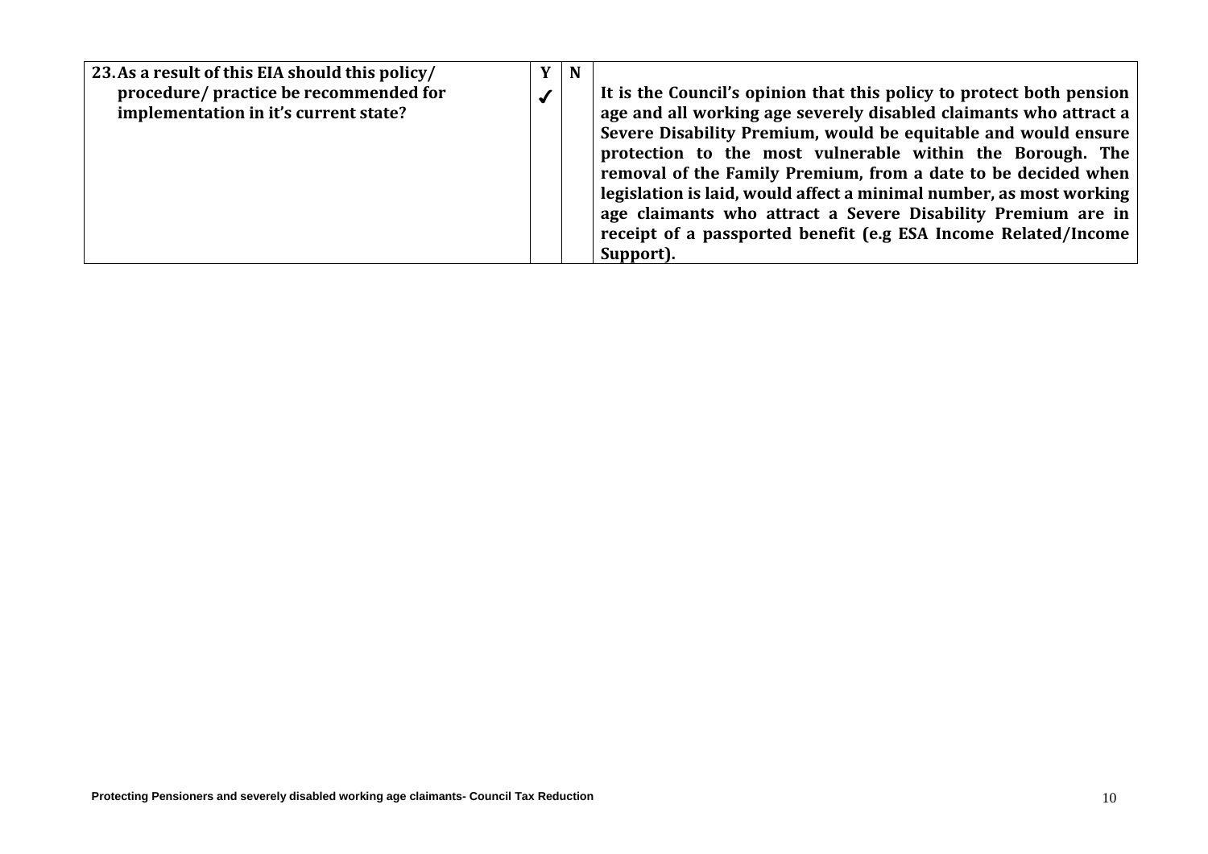| 23. As a result of this EIA should this policy/ procedure/ practice be recommended for implementation in it's current state? | Y | N | |
|---|---|---|---|
| | ✔ | | **It is the Council's opinion that this policy to protect both pension age and all working age severely disabled claimants who attract a Severe Disability Premium, would be equitable and would ensure protection to the most vulnerable within the Borough. The removal of the Family Premium, from a date to be decided when legislation is laid, would affect a minimal number, as most working age claimants who attract a Severe Disability Premium are in receipt of a passported benefit (e.g ESA Income Related/Income Support).** |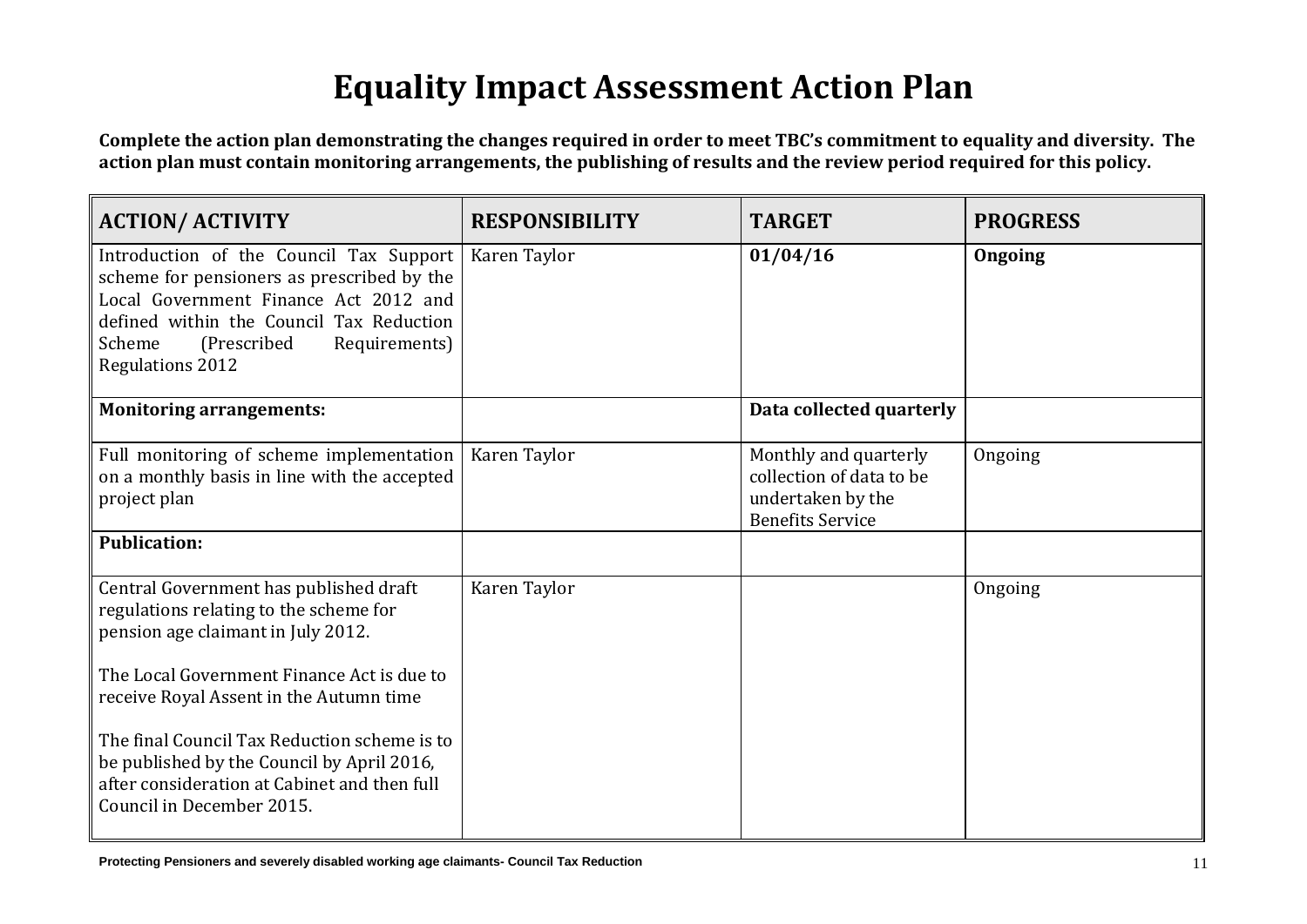# Equality Impact Assessment Action Plan

**Complete the action plan demonstrating the changes required in order to meet TBC's commitment to equality and diversity. The action plan must contain monitoring arrangements, the publishing of results and the review period required for this policy.**

| ACTION/ ACTIVITY | RESPONSIBILITY | TARGET | PROGRESS |
|---|---|---|---|
| Introduction of the Council Tax Support scheme for pensioners as prescribed by the Local Government Finance Act 2012 and defined within the Council Tax Reduction Scheme (Prescribed Requirements) Regulations 2012 | Karen Taylor | **01/04/16** | **Ongoing** |
| **Monitoring arrangements:** | | **Data collected quarterly** | |
| Full monitoring of scheme implementation on a monthly basis in line with the accepted project plan | Karen Taylor | Monthly and quarterly collection of data to be undertaken by the Benefits Service | Ongoing |
| **Publication:** | | | |
| Central Government has published draft regulations relating to the scheme for pension age claimant in July 2012.<br><br>The Local Government Finance Act is due to receive Royal Assent in the Autumn time<br><br>The final Council Tax Reduction scheme is to be published by the Council by April 2016, after consideration at Cabinet and then full Council in December 2015. | Karen Taylor | | Ongoing |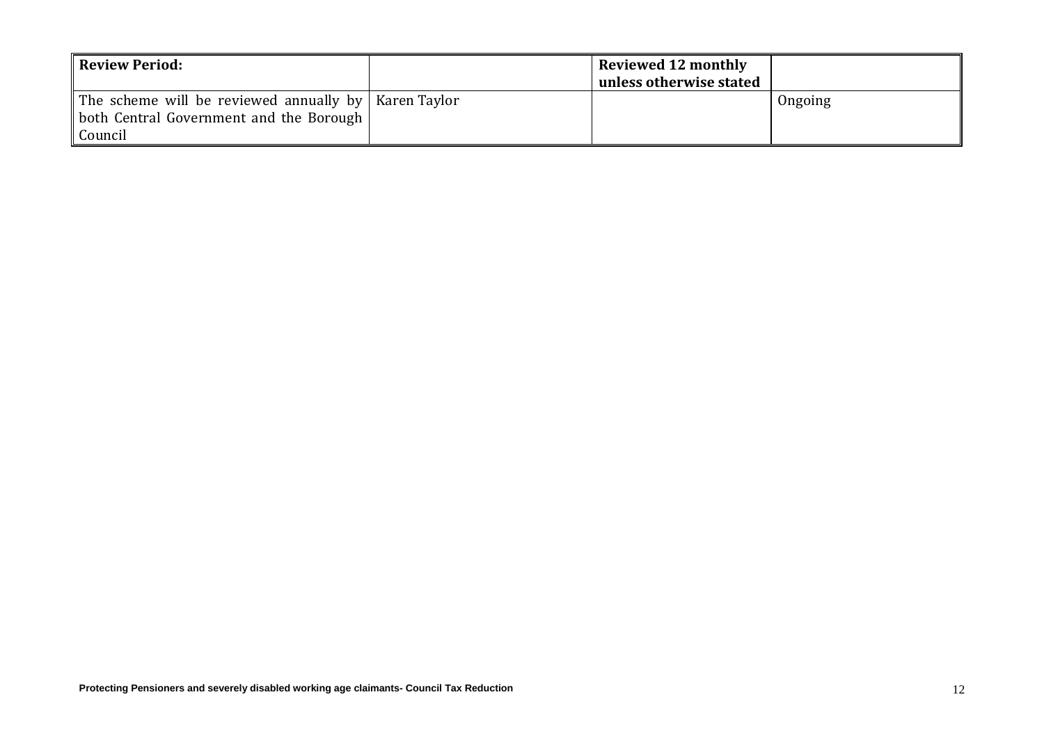| Review Period: | | Reviewed 12 monthly unless otherwise stated | |
|---|---|---|---|
| The scheme will be reviewed annually by both Central Government and the Borough Council | Karen Taylor | | Ongoing |